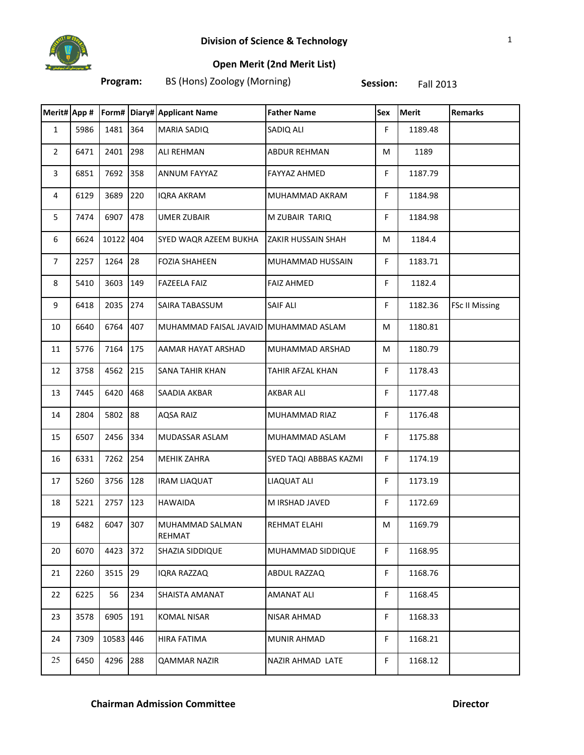# Division of Science & Technology

## Open Merit (2nd Merit List)

**Program:** BS (Hons) Zoology (Morning) **Session:** Fall 2013

| Merit# | App # | Form# | Diary# | Applicant Name | Father Name | Sex | Merit | Remarks |
|---|---|---|---|---|---|---|---|---|
| 1 | 5986 | 1481 | 364 | MARIA SADIQ | SADIQ ALI | F | 1189.48 | |
| 2 | 6471 | 2401 | 298 | ALI REHMAN | ABDUR REHMAN | M | 1189 | |
| 3 | 6851 | 7692 | 358 | ANNUM FAYYAZ | FAYYAZ AHMED | F | 1187.79 | |
| 4 | 6129 | 3689 | 220 | IQRA AKRAM | MUHAMMAD AKRAM | F | 1184.98 | |
| 5 | 7474 | 6907 | 478 | UMER ZUBAIR | M ZUBAIR TARIQ | F | 1184.98 | |
| 6 | 6624 | 10122 | 404 | SYED WAQR AZEEM BUKHA | ZAKIR HUSSAIN SHAH | M | 1184.4 | |
| 7 | 2257 | 1264 | 28 | FOZIA SHAHEEN | MUHAMMAD HUSSAIN | F | 1183.71 | |
| 8 | 5410 | 3603 | 149 | FAZEELA FAIZ | FAIZ AHMED | F | 1182.4 | |
| 9 | 6418 | 2035 | 274 | SAIRA TABASSUM | SAIF ALI | F | 1182.36 | FSc II Missing |
| 10 | 6640 | 6764 | 407 | MUHAMMAD FAISAL JAVAID | MUHAMMAD ASLAM | M | 1180.81 | |
| 11 | 5776 | 7164 | 175 | AAMAR HAYAT ARSHAD | MUHAMMAD ARSHAD | M | 1180.79 | |
| 12 | 3758 | 4562 | 215 | SANA TAHIR KHAN | TAHIR AFZAL KHAN | F | 1178.43 | |
| 13 | 7445 | 6420 | 468 | SAADIA AKBAR | AKBAR ALI | F | 1177.48 | |
| 14 | 2804 | 5802 | 88 | AQSA RAIZ | MUHAMMAD RIAZ | F | 1176.48 | |
| 15 | 6507 | 2456 | 334 | MUDASSAR ASLAM | MUHAMMAD ASLAM | F | 1175.88 | |
| 16 | 6331 | 7262 | 254 | MEHIK ZAHRA | SYED TAQI ABBBAS KAZMI | F | 1174.19 | |
| 17 | 5260 | 3756 | 128 | IRAM LIAQUAT | LIAQUAT ALI | F | 1173.19 | |
| 18 | 5221 | 2757 | 123 | HAWAIDA | M IRSHAD JAVED | F | 1172.69 | |
| 19 | 6482 | 6047 | 307 | MUHAMMAD SALMAN REHMAT | REHMAT ELAHI | M | 1169.79 | |
| 20 | 6070 | 4423 | 372 | SHAZIA SIDDIQUE | MUHAMMAD SIDDIQUE | F | 1168.95 | |
| 21 | 2260 | 3515 | 29 | IQRA RAZZAQ | ABDUL RAZZAQ | F | 1168.76 | |
| 22 | 6225 | 56 | 234 | SHAISTA AMANAT | AMANAT ALI | F | 1168.45 | |
| 23 | 3578 | 6905 | 191 | KOMAL NISAR | NISAR AHMAD | F | 1168.33 | |
| 24 | 7309 | 10583 | 446 | HIRA FATIMA | MUNIR AHMAD | F | 1168.21 | |
| 25 | 6450 | 4296 | 288 | QAMMAR NAZIR | NAZIR AHMAD LATE | F | 1168.12 | |

**Chairman Admission Committee** **Director**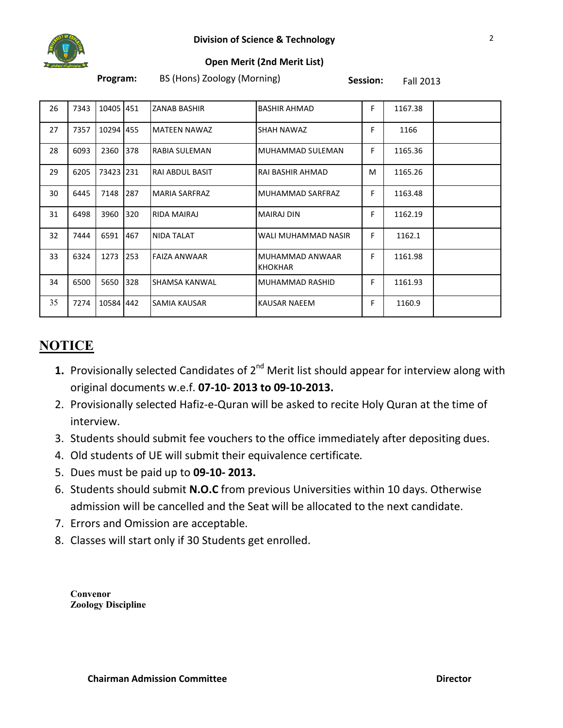**Division of Science & Technology**

**Open Merit (2nd Merit List)**

**Program:** BS (Hons) Zoology (Morning) **Session:** Fall 2013

| | | | | | | | | |
|---|---|---|---|---|---|---|---|---|
| 26 | 7343 | 10405 | 451 | ZANAB BASHIR | BASHIR AHMAD | F | 1167.38 | |
| 27 | 7357 | 10294 | 455 | MATEEN NAWAZ | SHAH NAWAZ | F | 1166 | |
| 28 | 6093 | 2360 | 378 | RABIA SULEMAN | MUHAMMAD SULEMAN | F | 1165.36 | |
| 29 | 6205 | 73423 | 231 | RAI ABDUL BASIT | RAI BASHIR AHMAD | M | 1165.26 | |
| 30 | 6445 | 7148 | 287 | MARIA SARFRAZ | MUHAMMAD SARFRAZ | F | 1163.48 | |
| 31 | 6498 | 3960 | 320 | RIDA MAIRAJ | MAIRAJ DIN | F | 1162.19 | |
| 32 | 7444 | 6591 | 467 | NIDA TALAT | WALI MUHAMMAD NASIR | F | 1162.1 | |
| 33 | 6324 | 1273 | 253 | FAIZA ANWAAR | MUHAMMAD ANWAAR KHOKHAR | F | 1161.98 | |
| 34 | 6500 | 5650 | 328 | SHAMSA KANWAL | MUHAMMAD RASHID | F | 1161.93 | |
| 35 | 7274 | 10584 | 442 | SAMIA KAUSAR | KAUSAR NAEEM | F | 1160.9 | |

## NOTICE

1. Provisionally selected Candidates of 2nd Merit list should appear for interview along with original documents w.e.f. **07-10- 2013 to 09-10-2013.**
2. Provisionally selected Hafiz-e-Quran will be asked to recite Holy Quran at the time of interview.
3. Students should submit fee vouchers to the office immediately after depositing dues.
4. Old students of UE will submit their equivalence certificate.
5. Dues must be paid up to **09-10- 2013.**
6. Students should submit **N.O.C** from previous Universities within 10 days. Otherwise admission will be cancelled and the Seat will be allocated to the next candidate.
7. Errors and Omission are acceptable.
8. Classes will start only if 30 Students get enrolled.

**Convenor**
**Zoology Discipline**

**Chairman Admission Committee** **Director**